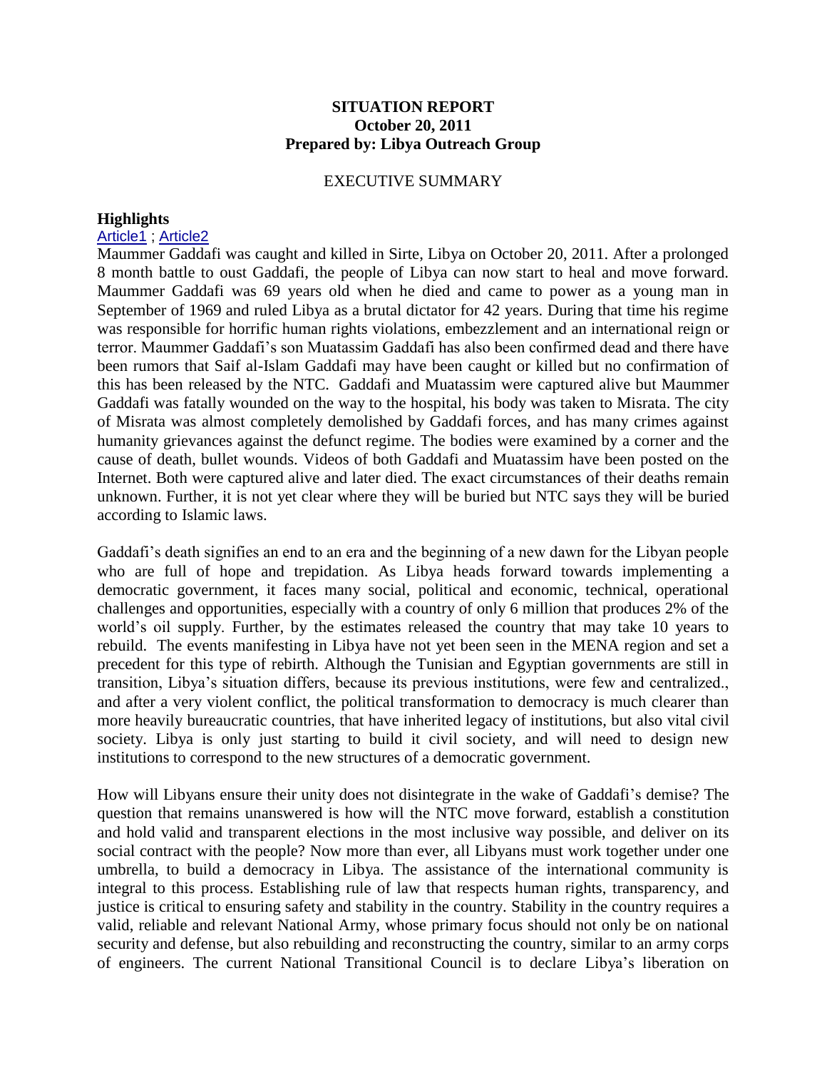**SITUATION REPORT**
**October 20, 2011**
**Prepared by: Libya Outreach Group**

EXECUTIVE SUMMARY

**Highlights**

Article1 ; Article2

Maummer Gaddafi was caught and killed in Sirte, Libya on October 20, 2011. After a prolonged 8 month battle to oust Gaddafi, the people of Libya can now start to heal and move forward. Maummer Gaddafi was 69 years old when he died and came to power as a young man in September of 1969 and ruled Libya as a brutal dictator for 42 years. During that time his regime was responsible for horrific human rights violations, embezzlement and an international reign or terror. Maummer Gaddafi's son Muatassim Gaddafi has also been confirmed dead and there have been rumors that Saif al-Islam Gaddafi may have been caught or killed but no confirmation of this has been released by the NTC. Gaddafi and Muatassim were captured alive but Maummer Gaddafi was fatally wounded on the way to the hospital, his body was taken to Misrata. The city of Misrata was almost completely demolished by Gaddafi forces, and has many crimes against humanity grievances against the defunct regime. The bodies were examined by a corner and the cause of death, bullet wounds. Videos of both Gaddafi and Muatassim have been posted on the Internet. Both were captured alive and later died. The exact circumstances of their deaths remain unknown. Further, it is not yet clear where they will be buried but NTC says they will be buried according to Islamic laws.

Gaddafi's death signifies an end to an era and the beginning of a new dawn for the Libyan people who are full of hope and trepidation. As Libya heads forward towards implementing a democratic government, it faces many social, political and economic, technical, operational challenges and opportunities, especially with a country of only 6 million that produces 2% of the world's oil supply. Further, by the estimates released the country that may take 10 years to rebuild. The events manifesting in Libya have not yet been seen in the MENA region and set a precedent for this type of rebirth. Although the Tunisian and Egyptian governments are still in transition, Libya's situation differs, because its previous institutions, were few and centralized., and after a very violent conflict, the political transformation to democracy is much clearer than more heavily bureaucratic countries, that have inherited legacy of institutions, but also vital civil society. Libya is only just starting to build it civil society, and will need to design new institutions to correspond to the new structures of a democratic government.

How will Libyans ensure their unity does not disintegrate in the wake of Gaddafi's demise? The question that remains unanswered is how will the NTC move forward, establish a constitution and hold valid and transparent elections in the most inclusive way possible, and deliver on its social contract with the people? Now more than ever, all Libyans must work together under one umbrella, to build a democracy in Libya. The assistance of the international community is integral to this process. Establishing rule of law that respects human rights, transparency, and justice is critical to ensuring safety and stability in the country. Stability in the country requires a valid, reliable and relevant National Army, whose primary focus should not only be on national security and defense, but also rebuilding and reconstructing the country, similar to an army corps of engineers. The current National Transitional Council is to declare Libya's liberation on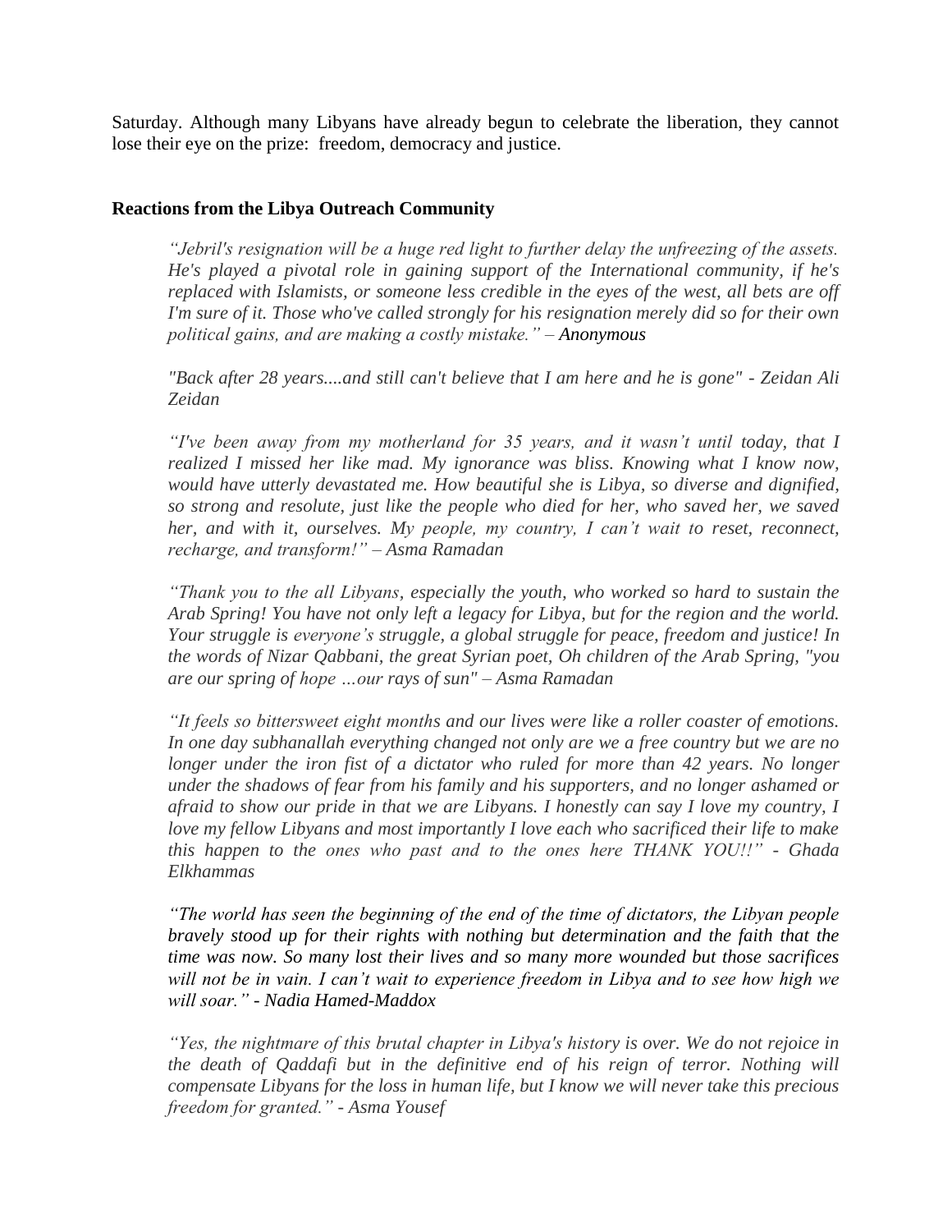Saturday. Although many Libyans have already begun to celebrate the liberation, they cannot lose their eye on the prize: freedom, democracy and justice.

**Reactions from the Libya Outreach Community**

> *"Jebril's resignation will be a huge red light to further delay the unfreezing of the assets. He's played a pivotal role in gaining support of the International community, if he's replaced with Islamists, or someone less credible in the eyes of the west, all bets are off I'm sure of it. Those who've called strongly for his resignation merely did so for their own political gains, and are making a costly mistake." – Anonymous*
>
> *"Back after 28 years....and still can't believe that I am here and he is gone" - Zeidan Ali Zeidan*
>
> *"I've been away from my motherland for 35 years, and it wasn't until today, that I realized I missed her like mad. My ignorance was bliss. Knowing what I know now, would have utterly devastated me. How beautiful she is Libya, so diverse and dignified, so strong and resolute, just like the people who died for her, who saved her, we saved her, and with it, ourselves. My people, my country, I can't wait to reset, reconnect, recharge, and transform!" – Asma Ramadan*
>
> *"Thank you to the all Libyans, especially the youth, who worked so hard to sustain the Arab Spring! You have not only left a legacy for Libya, but for the region and the world. Your struggle is everyone's struggle, a global struggle for peace, freedom and justice! In the words of Nizar Qabbani, the great Syrian poet, Oh children of the Arab Spring, "you are our spring of hope …our rays of sun" – Asma Ramadan*
>
> *"It feels so bittersweet eight months and our lives were like a roller coaster of emotions. In one day subhanallah everything changed not only are we a free country but we are no longer under the iron fist of a dictator who ruled for more than 42 years. No longer under the shadows of fear from his family and his supporters, and no longer ashamed or afraid to show our pride in that we are Libyans. I honestly can say I love my country, I love my fellow Libyans and most importantly I love each who sacrificed their life to make this happen to the ones who past and to the ones here THANK YOU!!" - Ghada Elkhammas*
>
> *"The world has seen the beginning of the end of the time of dictators, the Libyan people bravely stood up for their rights with nothing but determination and the faith that the time was now. So many lost their lives and so many more wounded but those sacrifices will not be in vain. I can't wait to experience freedom in Libya and to see how high we will soar." - Nadia Hamed-Maddox*
>
> *"Yes, the nightmare of this brutal chapter in Libya's history is over. We do not rejoice in the death of Qaddafi but in the definitive end of his reign of terror. Nothing will compensate Libyans for the loss in human life, but I know we will never take this precious freedom for granted." - Asma Yousef*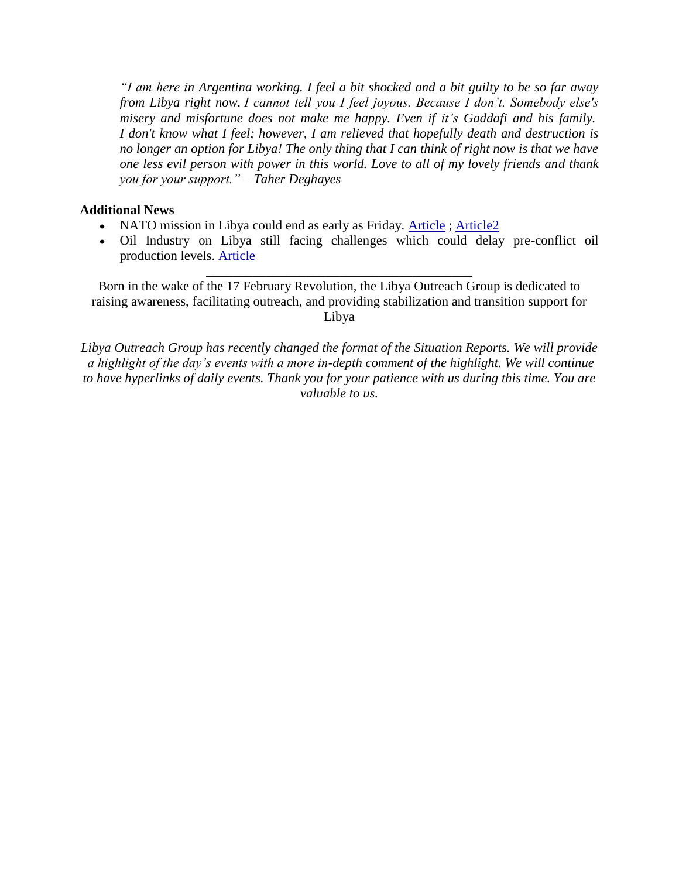*"I am here in Argentina working. I feel a bit shocked and a bit guilty to be so far away from Libya right now. I cannot tell you I feel joyous. Because I don't. Somebody else's misery and misfortune does not make me happy. Even if it's Gaddafi and his family. I don't know what I feel; however, I am relieved that hopefully death and destruction is no longer an option for Libya! The only thing that I can think of right now is that we have one less evil person with power in this world. Love to all of my lovely friends and thank you for your support." – Taher Deghayes*

**Additional News**

- NATO mission in Libya could end as early as Friday. Article ; Article2
- Oil Industry on Libya still facing challenges which could delay pre-conflict oil production levels. Article

---

Born in the wake of the 17 February Revolution, the Libya Outreach Group is dedicated to raising awareness, facilitating outreach, and providing stabilization and transition support for Libya

*Libya Outreach Group has recently changed the format of the Situation Reports. We will provide a highlight of the day's events with a more in-depth comment of the highlight. We will continue to have hyperlinks of daily events. Thank you for your patience with us during this time. You are valuable to us.*